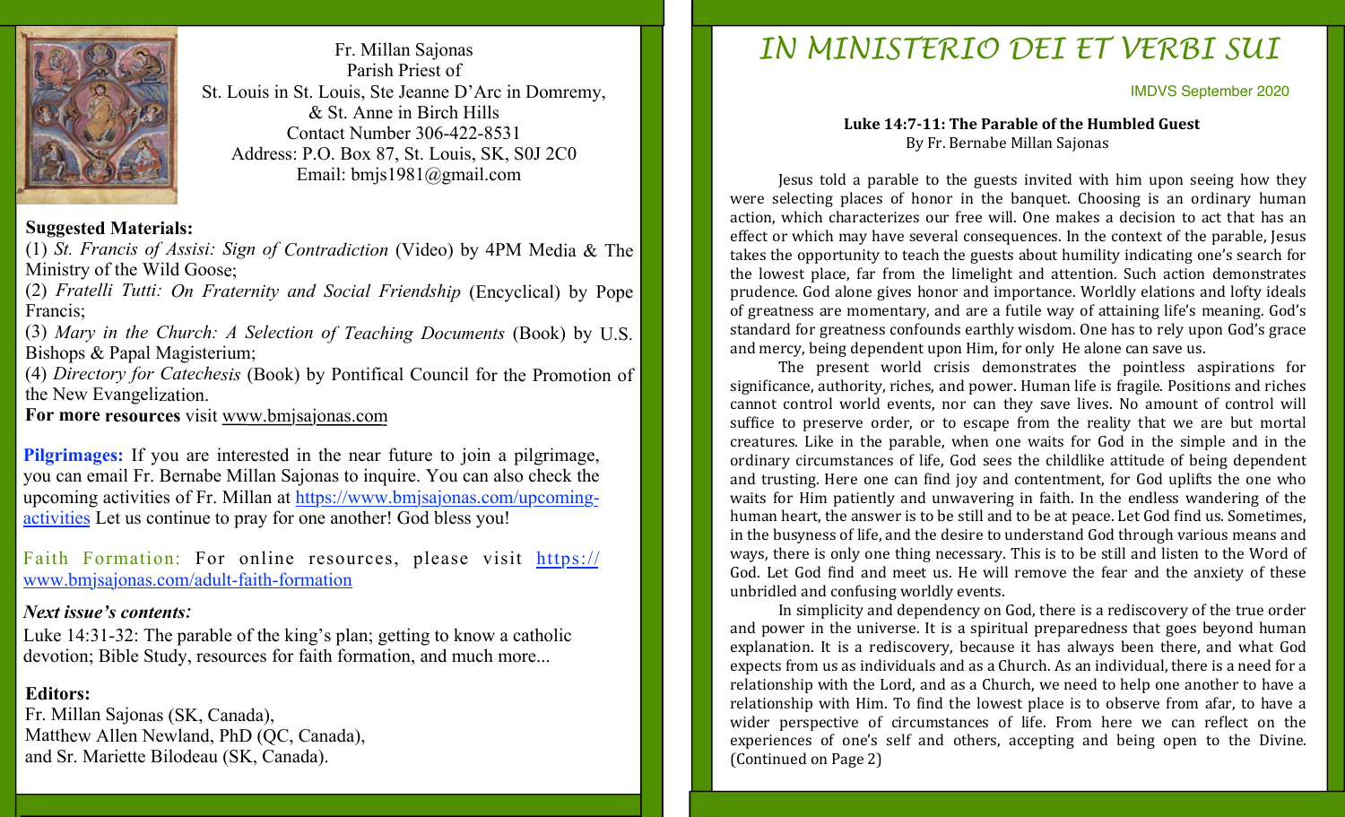Fr. Millan Sajonas
Parish Priest of
St. Louis in St. Louis, Ste Jeanne D'Arc in Domremy,
& St. Anne in Birch Hills
Contact Number 306-422-8531
Address: P.O. Box 87, St. Louis, SK, S0J 2C0
Email: bmjs1981@gmail.com

**Suggested Materials:**

(1) *St. Francis of Assisi: Sign of Contradiction* (Video) by 4PM Media & The Ministry of the Wild Goose;
(2) *Fratelli Tutti: On Fraternity and Social Friendship* (Encyclical) by Pope Francis;
(3) *Mary in the Church: A Selection of Teaching Documents* (Book) by U.S. Bishops & Papal Magisterium;
(4) *Directory for Catechesis* (Book) by Pontifical Council for the Promotion of the New Evangelization.

**For more resources** visit www.bmjsajonas.com

**Pilgrimages:** If you are interested in the near future to join a pilgrimage, you can email Fr. Bernabe Millan Sajonas to inquire. You can also check the upcoming activities of Fr. Millan at https://www.bmjsajonas.com/upcoming-activities Let us continue to pray for one another! God bless you!

Faith Formation: For online resources, please visit https://www.bmjsajonas.com/adult-faith-formation

***Next issue's contents:***

Luke 14:31-32: The parable of the king's plan; getting to know a catholic devotion; Bible Study, resources for faith formation, and much more...

**Editors:**
Fr. Millan Sajonas (SK, Canada),
Matthew Allen Newland, PhD (QC, Canada),
and Sr. Mariette Bilodeau (SK, Canada).

# IN MINISTERIO DEI ET VERBI SUI

IMDVS September 2020

**Luke 14:7-11: The Parable of the Humbled Guest**
By Fr. Bernabe Millan Sajonas

Jesus told a parable to the guests invited with him upon seeing how they were selecting places of honor in the banquet. Choosing is an ordinary human action, which characterizes our free will. One makes a decision to act that has an effect or which may have several consequences. In the context of the parable, Jesus takes the opportunity to teach the guests about humility indicating one's search for the lowest place, far from the limelight and attention. Such action demonstrates prudence. God alone gives honor and importance. Worldly elations and lofty ideals of greatness are momentary, and are a futile way of attaining life's meaning. God's standard for greatness confounds earthly wisdom. One has to rely upon God's grace and mercy, being dependent upon Him, for only He alone can save us.

The present world crisis demonstrates the pointless aspirations for significance, authority, riches, and power. Human life is fragile. Positions and riches cannot control world events, nor can they save lives. No amount of control will suffice to preserve order, or to escape from the reality that we are but mortal creatures. Like in the parable, when one waits for God in the simple and in the ordinary circumstances of life, God sees the childlike attitude of being dependent and trusting. Here one can find joy and contentment, for God uplifts the one who waits for Him patiently and unwavering in faith. In the endless wandering of the human heart, the answer is to be still and to be at peace. Let God find us. Sometimes, in the busyness of life, and the desire to understand God through various means and ways, there is only one thing necessary. This is to be still and listen to the Word of God. Let God find and meet us. He will remove the fear and the anxiety of these unbridled and confusing worldly events.

In simplicity and dependency on God, there is a rediscovery of the true order and power in the universe. It is a spiritual preparedness that goes beyond human explanation. It is a rediscovery, because it has always been there, and what God expects from us as individuals and as a Church. As an individual, there is a need for a relationship with the Lord, and as a Church, we need to help one another to have a relationship with Him. To find the lowest place is to observe from afar, to have a wider perspective of circumstances of life. From here we can reflect on the experiences of one's self and others, accepting and being open to the Divine. (Continued on Page 2)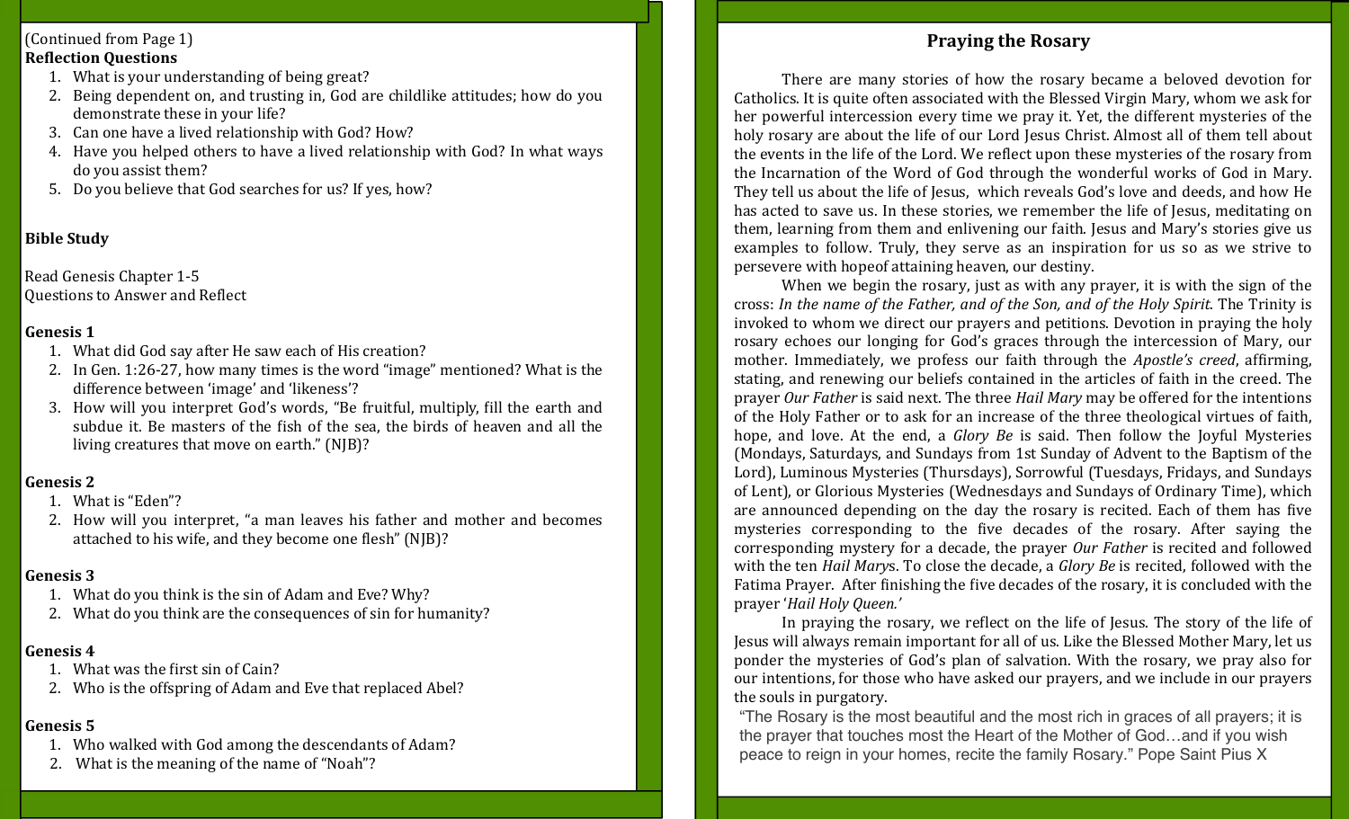(Continued from Page 1)

**Reflection Questions**

1. What is your understanding of being great?
2. Being dependent on, and trusting in, God are childlike attitudes; how do you demonstrate these in your life?
3. Can one have a lived relationship with God? How?
4. Have you helped others to have a lived relationship with God? In what ways do you assist them?
5. Do you believe that God searches for us? If yes, how?

**Bible Study**

Read Genesis Chapter 1-5
Questions to Answer and Reflect

**Genesis 1**

1. What did God say after He saw each of His creation?
2. In Gen. 1:26-27, how many times is the word "image" mentioned? What is the difference between 'image' and 'likeness'?
3. How will you interpret God's words, "Be fruitful, multiply, fill the earth and subdue it. Be masters of the fish of the sea, the birds of heaven and all the living creatures that move on earth." (NJB)?

**Genesis 2**

1. What is "Eden"?
2. How will you interpret, "a man leaves his father and mother and becomes attached to his wife, and they become one flesh" (NJB)?

**Genesis 3**

1. What do you think is the sin of Adam and Eve? Why?
2. What do you think are the consequences of sin for humanity?

**Genesis 4**

1. What was the first sin of Cain?
2. Who is the offspring of Adam and Eve that replaced Abel?

**Genesis 5**

1. Who walked with God among the descendants of Adam?
2. What is the meaning of the name of "Noah"?

## Praying the Rosary

There are many stories of how the rosary became a beloved devotion for Catholics. It is quite often associated with the Blessed Virgin Mary, whom we ask for her powerful intercession every time we pray it. Yet, the different mysteries of the holy rosary are about the life of our Lord Jesus Christ. Almost all of them tell about the events in the life of the Lord. We reflect upon these mysteries of the rosary from the Incarnation of the Word of God through the wonderful works of God in Mary. They tell us about the life of Jesus, which reveals God's love and deeds, and how He has acted to save us. In these stories, we remember the life of Jesus, meditating on them, learning from them and enlivening our faith. Jesus and Mary's stories give us examples to follow. Truly, they serve as an inspiration for us so as we strive to persevere with hopeof attaining heaven, our destiny.

When we begin the rosary, just as with any prayer, it is with the sign of the cross: *In the name of the Father, and of the Son, and of the Holy Spirit*. The Trinity is invoked to whom we direct our prayers and petitions. Devotion in praying the holy rosary echoes our longing for God's graces through the intercession of Mary, our mother. Immediately, we profess our faith through the *Apostle's creed*, affirming, stating, and renewing our beliefs contained in the articles of faith in the creed. The prayer *Our Father* is said next. The three *Hail Mary* may be offered for the intentions of the Holy Father or to ask for an increase of the three theological virtues of faith, hope, and love. At the end, a *Glory Be* is said. Then follow the Joyful Mysteries (Mondays, Saturdays, and Sundays from 1st Sunday of Advent to the Baptism of the Lord), Luminous Mysteries (Thursdays), Sorrowful (Tuesdays, Fridays, and Sundays of Lent), or Glorious Mysteries (Wednesdays and Sundays of Ordinary Time), which are announced depending on the day the rosary is recited. Each of them has five mysteries corresponding to the five decades of the rosary. After saying the corresponding mystery for a decade, the prayer *Our Father* is recited and followed with the ten *Hail Marys*. To close the decade, a *Glory Be* is recited, followed with the Fatima Prayer. After finishing the five decades of the rosary, it is concluded with the prayer '*Hail Holy Queen.*'

In praying the rosary, we reflect on the life of Jesus. The story of the life of Jesus will always remain important for all of us. Like the Blessed Mother Mary, let us ponder the mysteries of God's plan of salvation. With the rosary, we pray also for our intentions, for those who have asked our prayers, and we include in our prayers the souls in purgatory.

"The Rosary is the most beautiful and the most rich in graces of all prayers; it is the prayer that touches most the Heart of the Mother of God…and if you wish peace to reign in your homes, recite the family Rosary." Pope Saint Pius X